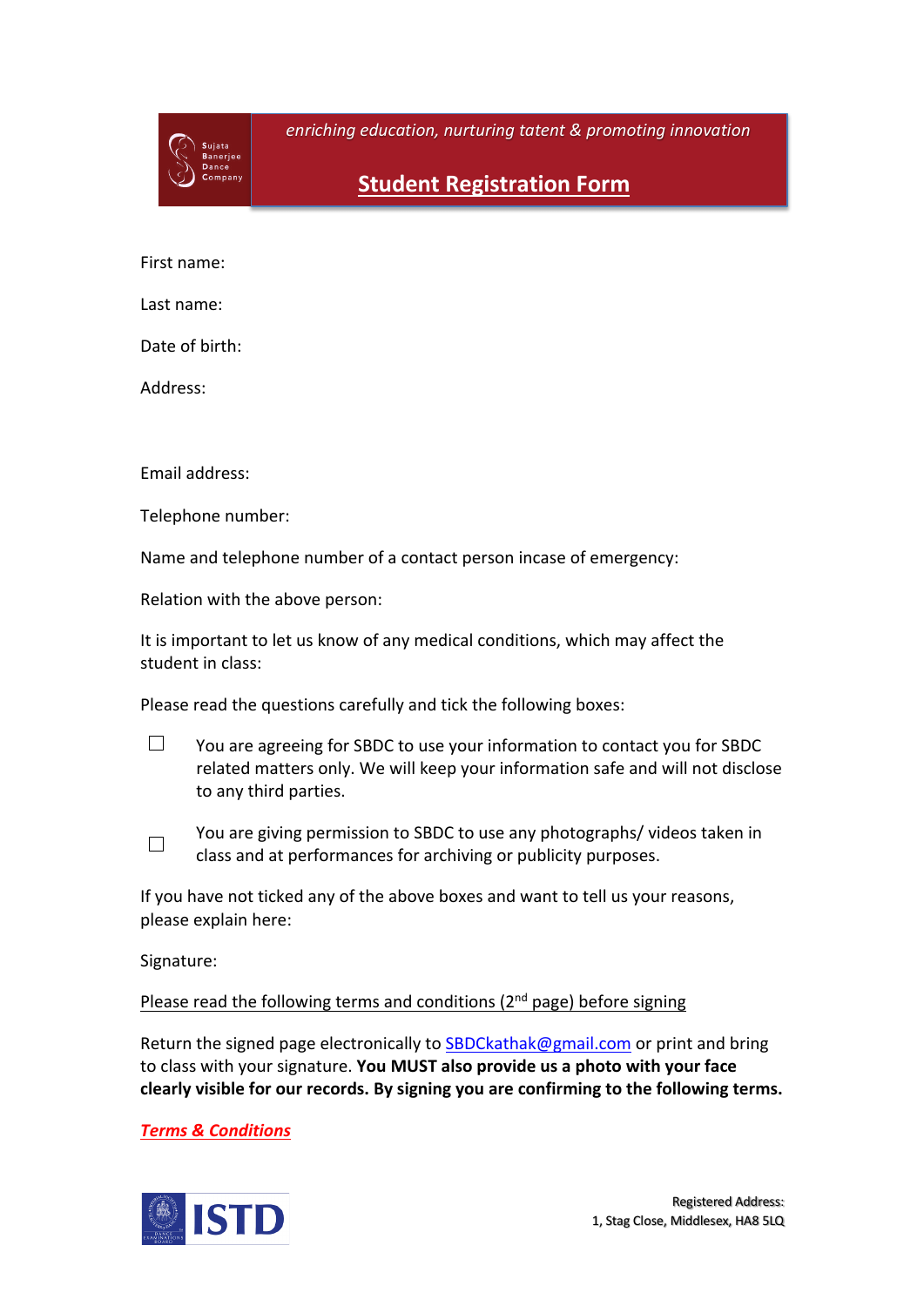Sujata Banerjee Dance Company

*enriching education, nurturing tatent & promoting innovation*

# Student Registration Form

First name:

Last name:

Date of birth:

Address:

Email address:

Telephone number:

Name and telephone number of a contact person incase of emergency:

Relation with the above person:

It is important to let us know of any medical conditions, which may affect the student in class:

Please read the questions carefully and tick the following boxes:

- ☐ You are agreeing for SBDC to use your information to contact you for SBDC related matters only. We will keep your information safe and will not disclose to any third parties.
- ☐ You are giving permission to SBDC to use any photographs/ videos taken in class and at performances for archiving or publicity purposes.

If you have not ticked any of the above boxes and want to tell us your reasons, please explain here:

Signature:

Please read the following terms and conditions (2nd page) before signing

Return the signed page electronically to SBDCkathak@gmail.com or print and bring to class with your signature. **You MUST also provide us a photo with your face clearly visible for our records. By signing you are confirming to the following terms.**

***Terms & Conditions***

ISTD

Registered Address:
1, Stag Close, Middlesex, HA8 5LQ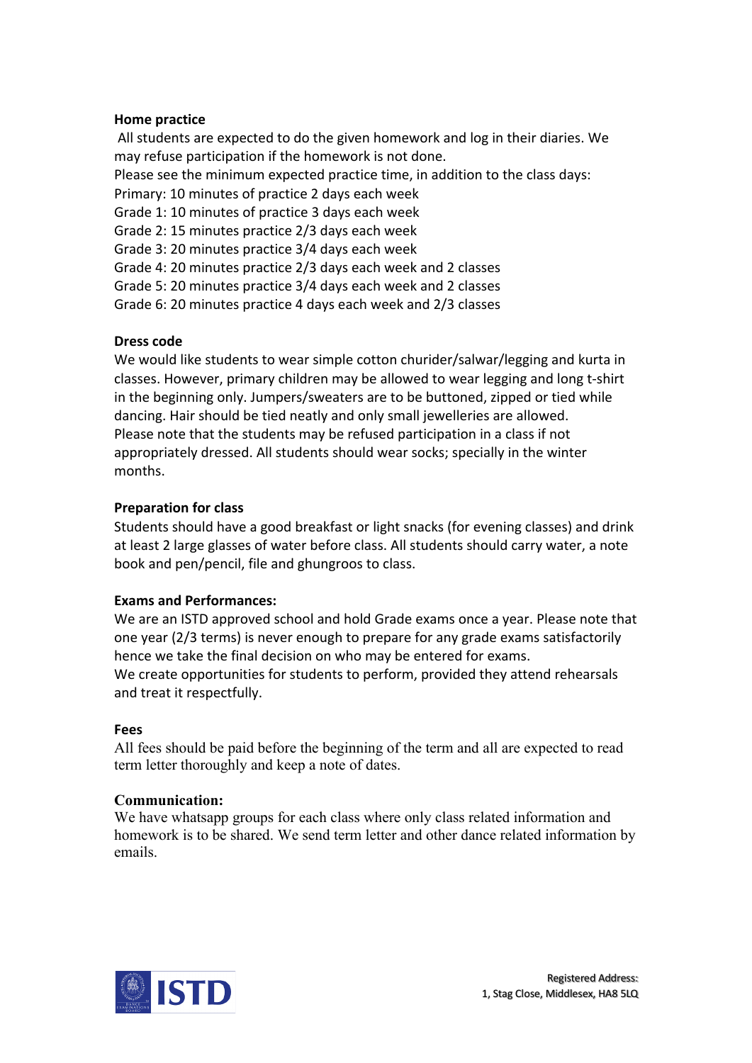**Home practice**

All students are expected to do the given homework and log in their diaries. We may refuse participation if the homework is not done.

Please see the minimum expected practice time, in addition to the class days:

Primary: 10 minutes of practice 2 days each week
Grade 1: 10 minutes of practice 3 days each week
Grade 2: 15 minutes practice 2/3 days each week
Grade 3: 20 minutes practice 3/4 days each week
Grade 4: 20 minutes practice 2/3 days each week and 2 classes
Grade 5: 20 minutes practice 3/4 days each week and 2 classes
Grade 6: 20 minutes practice 4 days each week and 2/3 classes

**Dress code**

We would like students to wear simple cotton churider/salwar/legging and kurta in classes. However, primary children may be allowed to wear legging and long t-shirt in the beginning only. Jumpers/sweaters are to be buttoned, zipped or tied while dancing. Hair should be tied neatly and only small jewelleries are allowed.
Please note that the students may be refused participation in a class if not appropriately dressed. All students should wear socks; specially in the winter months.

**Preparation for class**

Students should have a good breakfast or light snacks (for evening classes) and drink at least 2 large glasses of water before class. All students should carry water, a note book and pen/pencil, file and ghungroos to class.

**Exams and Performances:**

We are an ISTD approved school and hold Grade exams once a year. Please note that one year (2/3 terms) is never enough to prepare for any grade exams satisfactorily hence we take the final decision on who may be entered for exams.
We create opportunities for students to perform, provided they attend rehearsals and treat it respectfully.

**Fees**

All fees should be paid before the beginning of the term and all are expected to read term letter thoroughly and keep a note of dates.

**Communication:**

We have whatsapp groups for each class where only class related information and homework is to be shared. We send term letter and other dance related information by emails.

ISTD

Registered Address:
1, Stag Close, Middlesex, HA8 5LQ